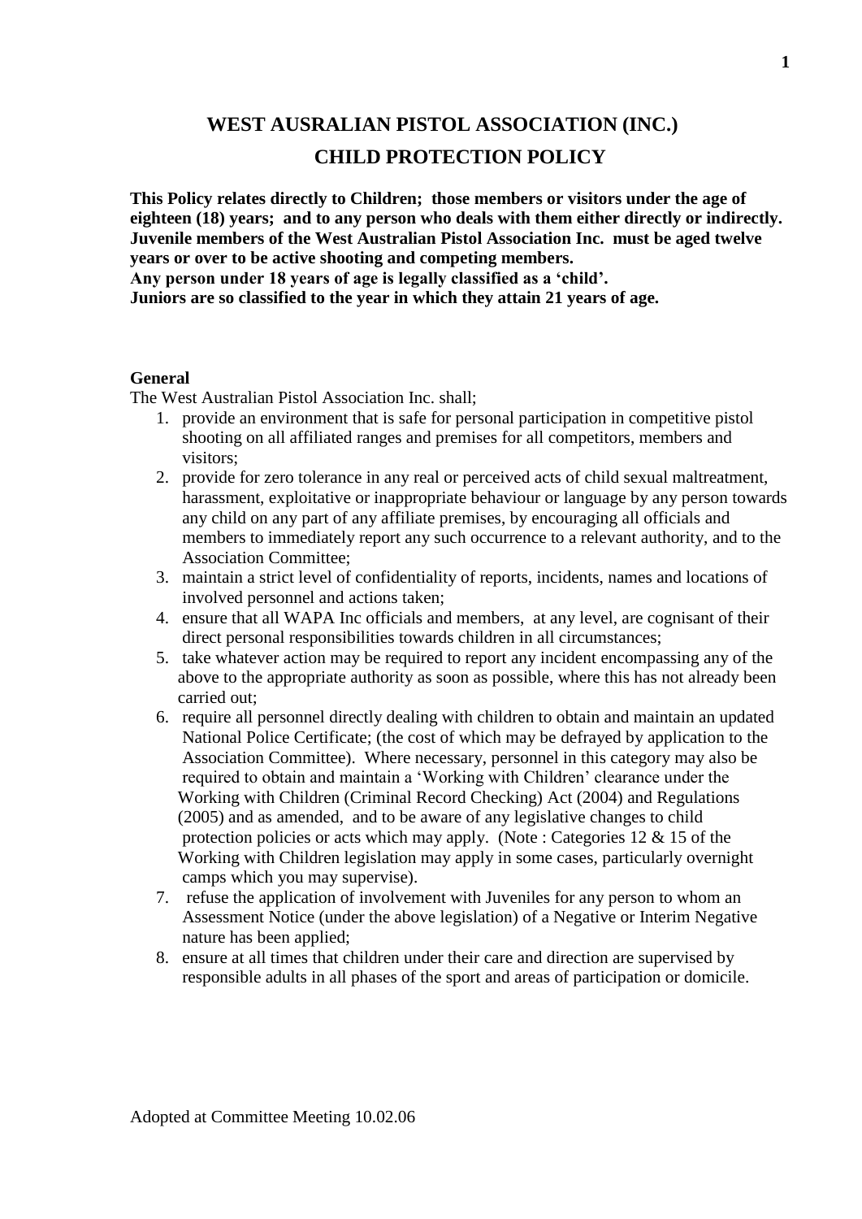# WEST AUSRALIAN PISTOL ASSOCIATION (INC.)

## CHILD PROTECTION POLICY

**This Policy relates directly to Children; those members or visitors under the age of eighteen (18) years; and to any person who deals with them either directly or indirectly. Juvenile members of the West Australian Pistol Association Inc. must be aged twelve years or over to be active shooting and competing members.**
**Any person under 18 years of age is legally classified as a 'child'.**
**Juniors are so classified to the year in which they attain 21 years of age.**

**General**

The West Australian Pistol Association Inc. shall;

1. provide an environment that is safe for personal participation in competitive pistol shooting on all affiliated ranges and premises for all competitors, members and visitors;
2. provide for zero tolerance in any real or perceived acts of child sexual maltreatment, harassment, exploitative or inappropriate behaviour or language by any person towards any child on any part of any affiliate premises, by encouraging all officials and members to immediately report any such occurrence to a relevant authority, and to the Association Committee;
3. maintain a strict level of confidentiality of reports, incidents, names and locations of involved personnel and actions taken;
4. ensure that all WAPA Inc officials and members, at any level, are cognisant of their direct personal responsibilities towards children in all circumstances;
5. take whatever action may be required to report any incident encompassing any of the above to the appropriate authority as soon as possible, where this has not already been carried out;
6. require all personnel directly dealing with children to obtain and maintain an updated National Police Certificate; (the cost of which may be defrayed by application to the Association Committee). Where necessary, personnel in this category may also be required to obtain and maintain a 'Working with Children' clearance under the Working with Children (Criminal Record Checking) Act (2004) and Regulations (2005) and as amended, and to be aware of any legislative changes to child protection policies or acts which may apply. (Note : Categories 12 & 15 of the Working with Children legislation may apply in some cases, particularly overnight camps which you may supervise).
7. refuse the application of involvement with Juveniles for any person to whom an Assessment Notice (under the above legislation) of a Negative or Interim Negative nature has been applied;
8. ensure at all times that children under their care and direction are supervised by responsible adults in all phases of the sport and areas of participation or domicile.

Adopted at Committee Meeting 10.02.06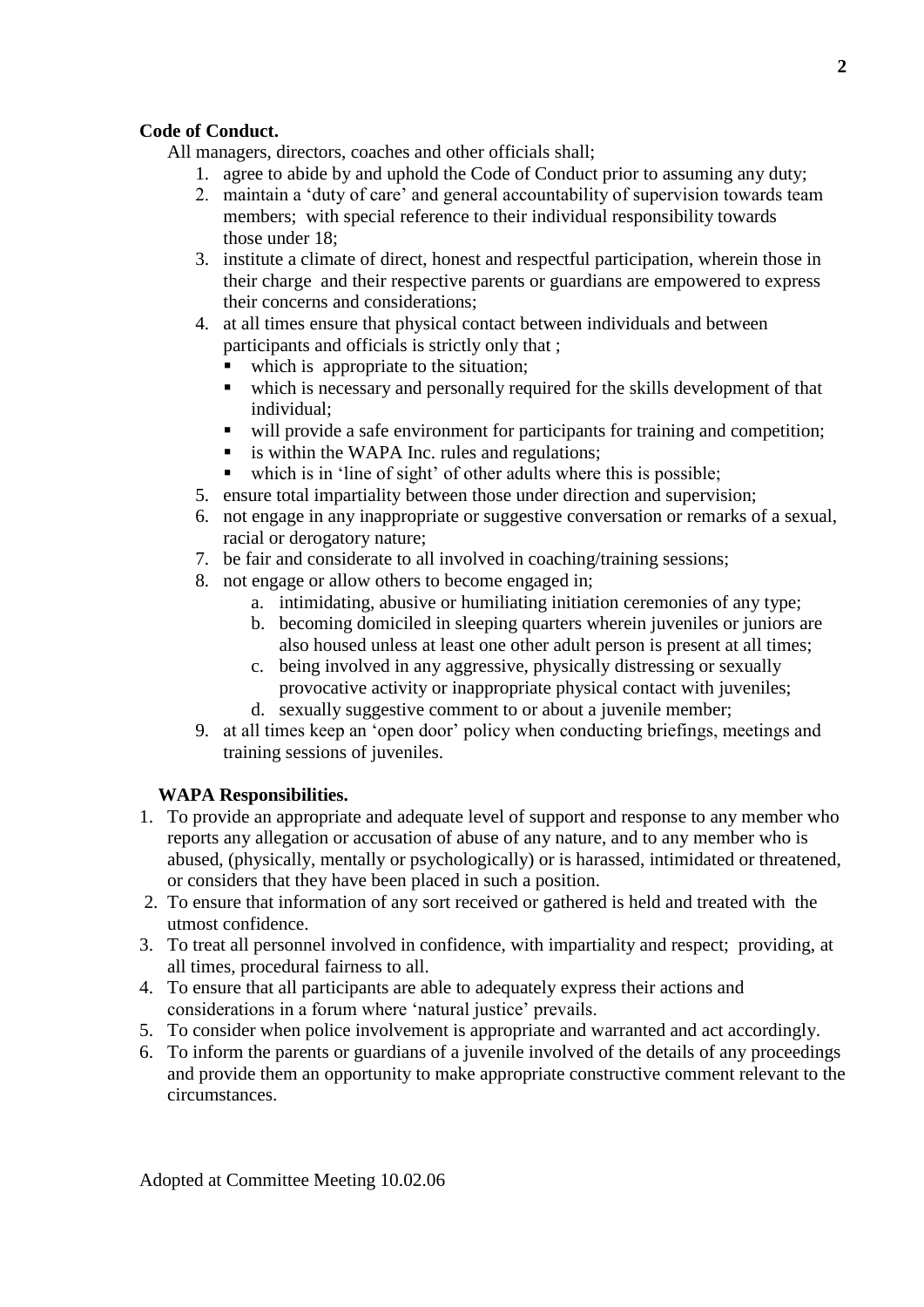**Code of Conduct.**

All managers, directors, coaches and other officials shall;

1. agree to abide by and uphold the Code of Conduct prior to assuming any duty;
2. maintain a 'duty of care' and general accountability of supervision towards team members; with special reference to their individual responsibility towards those under 18;
3. institute a climate of direct, honest and respectful participation, wherein those in their charge and their respective parents or guardians are empowered to express their concerns and considerations;
4. at all times ensure that physical contact between individuals and between participants and officials is strictly only that ;
   - which is appropriate to the situation;
   - which is necessary and personally required for the skills development of that individual;
   - will provide a safe environment for participants for training and competition;
   - is within the WAPA Inc. rules and regulations;
   - which is in 'line of sight' of other adults where this is possible;
5. ensure total impartiality between those under direction and supervision;
6. not engage in any inappropriate or suggestive conversation or remarks of a sexual, racial or derogatory nature;
7. be fair and considerate to all involved in coaching/training sessions;
8. not engage or allow others to become engaged in;
   a. intimidating, abusive or humiliating initiation ceremonies of any type;
   b. becoming domiciled in sleeping quarters wherein juveniles or juniors are also housed unless at least one other adult person is present at all times;
   c. being involved in any aggressive, physically distressing or sexually provocative activity or inappropriate physical contact with juveniles;
   d. sexually suggestive comment to or about a juvenile member;
9. at all times keep an 'open door' policy when conducting briefings, meetings and training sessions of juveniles.

**WAPA Responsibilities.**

1. To provide an appropriate and adequate level of support and response to any member who reports any allegation or accusation of abuse of any nature, and to any member who is abused, (physically, mentally or psychologically) or is harassed, intimidated or threatened, or considers that they have been placed in such a position.
2. To ensure that information of any sort received or gathered is held and treated with the utmost confidence.
3. To treat all personnel involved in confidence, with impartiality and respect; providing, at all times, procedural fairness to all.
4. To ensure that all participants are able to adequately express their actions and considerations in a forum where 'natural justice' prevails.
5. To consider when police involvement is appropriate and warranted and act accordingly.
6. To inform the parents or guardians of a juvenile involved of the details of any proceedings and provide them an opportunity to make appropriate constructive comment relevant to the circumstances.

Adopted at Committee Meeting 10.02.06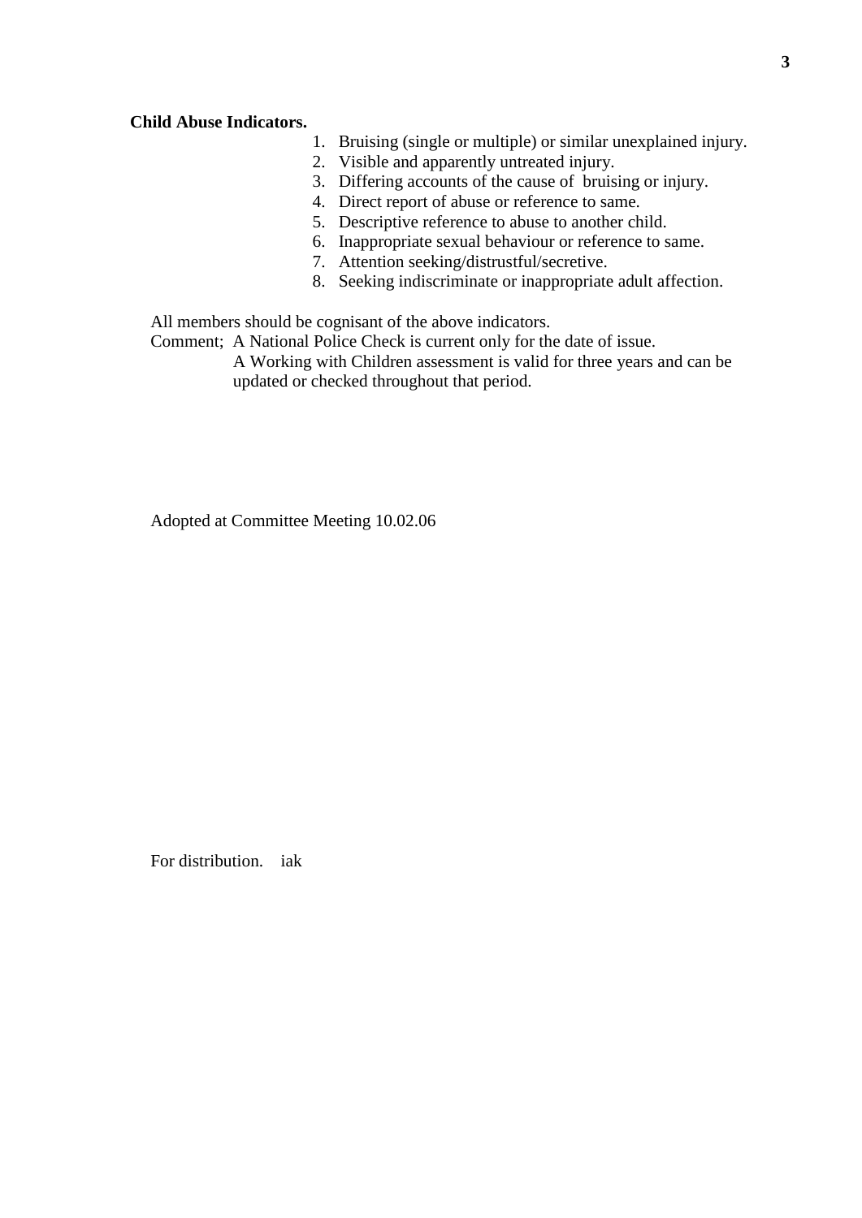**Child Abuse Indicators.**

1. Bruising (single or multiple) or similar unexplained injury.
2. Visible and apparently untreated injury.
3. Differing accounts of the cause of bruising or injury.
4. Direct report of abuse or reference to same.
5. Descriptive reference to abuse to another child.
6. Inappropriate sexual behaviour or reference to same.
7. Attention seeking/distrustful/secretive.
8. Seeking indiscriminate or inappropriate adult affection.

All members should be cognisant of the above indicators.

Comment; A National Police Check is current only for the date of issue.
A Working with Children assessment is valid for three years and can be updated or checked throughout that period.

Adopted at Committee Meeting 10.02.06

For distribution. iak